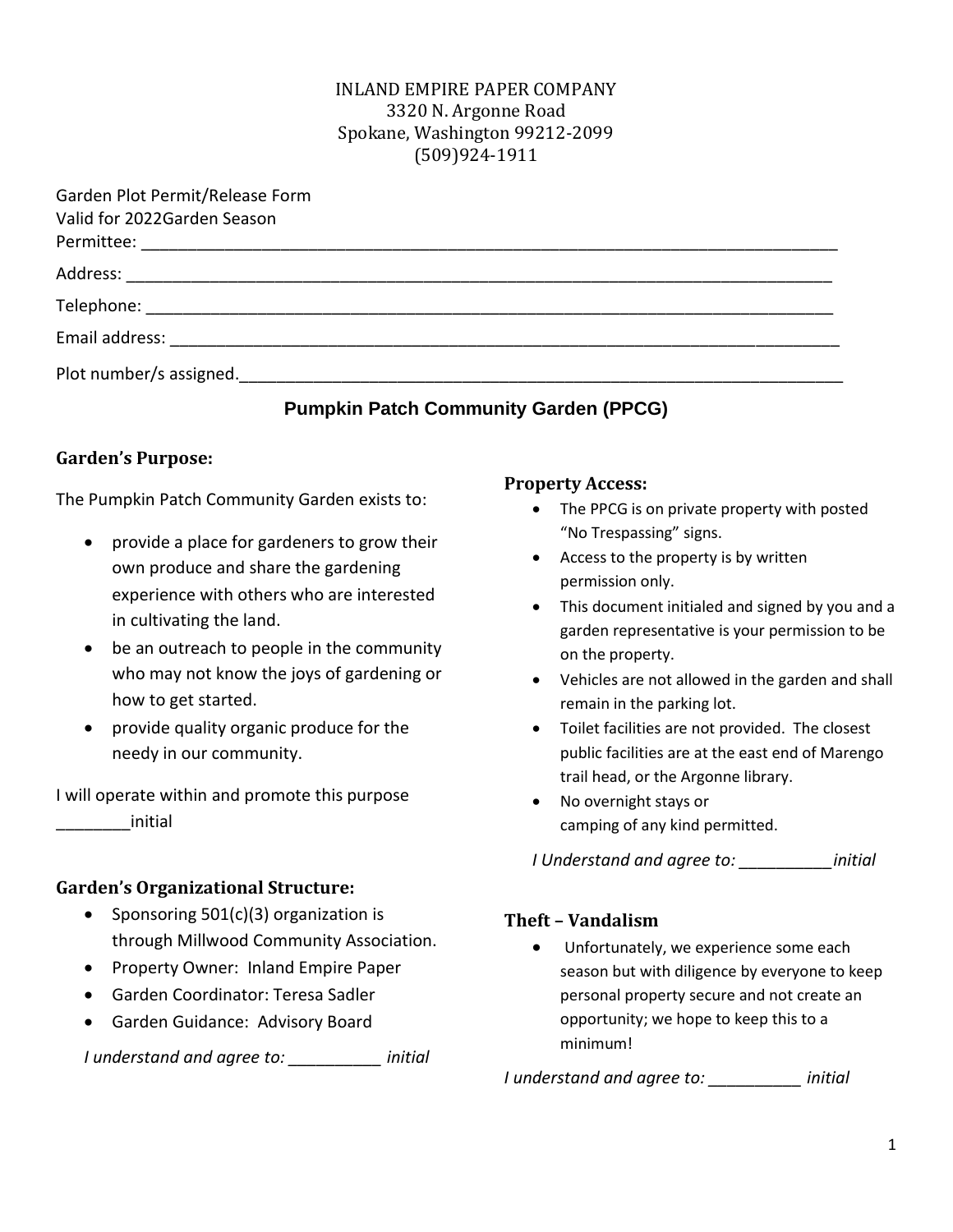INLAND EMPIRE PAPER COMPANY
3320 N. Argonne Road
Spokane, Washington 99212-2099
(509)924-1911

Garden Plot Permit/Release Form
Valid for 2022Garden Season

Permittee: ___________________________________________________________________________

Address: ____________________________________________________________________________

Telephone: __________________________________________________________________________

Email address: _______________________________________________________________________

Plot number/s assigned.________________________________________________________________

## Pumpkin Patch Community Garden (PPCG)

### Garden's Purpose:

The Pumpkin Patch Community Garden exists to:

- provide a place for gardeners to grow their own produce and share the gardening experience with others who are interested in cultivating the land.
- be an outreach to people in the community who may not know the joys of gardening or how to get started.
- provide quality organic produce for the needy in our community.

I will operate within and promote this purpose ________initial

### Garden's Organizational Structure:

- Sponsoring 501(c)(3) organization is through Millwood Community Association.
- Property Owner: Inland Empire Paper
- Garden Coordinator: Teresa Sadler
- Garden Guidance: Advisory Board

*I understand and agree to: __________ initial*

### Property Access:

- The PPCG is on private property with posted "No Trespassing" signs.
- Access to the property is by written permission only.
- This document initialed and signed by you and a garden representative is your permission to be on the property.
- Vehicles are not allowed in the garden and shall remain in the parking lot.
- Toilet facilities are not provided. The closest public facilities are at the east end of Marengo trail head, or the Argonne library.
- No overnight stays or camping of any kind permitted.

*I Understand and agree to: __________initial*

### Theft – Vandalism

- Unfortunately, we experience some each season but with diligence by everyone to keep personal property secure and not create an opportunity; we hope to keep this to a minimum!

*I understand and agree to: __________ initial*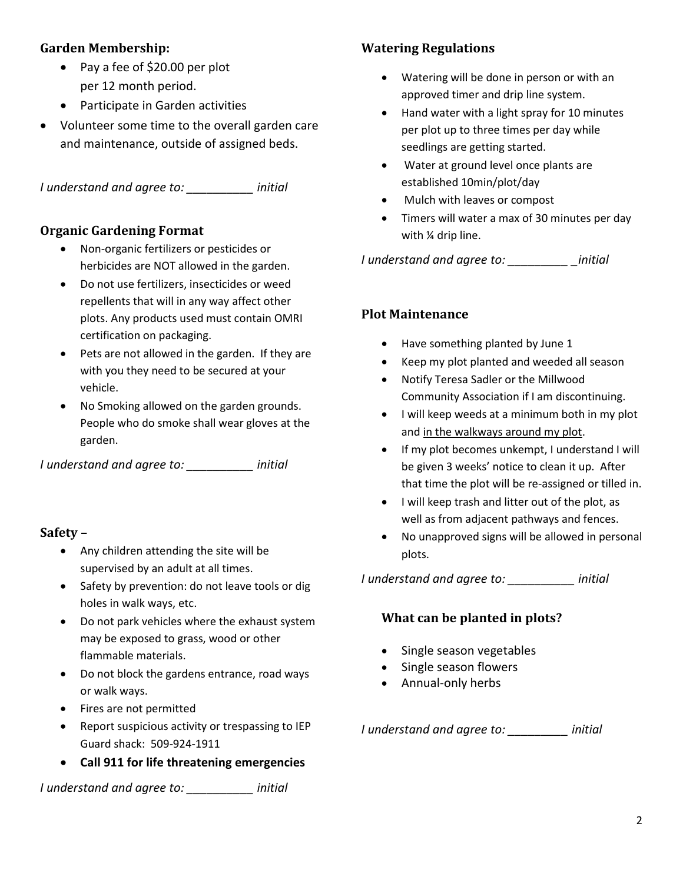### Garden Membership:

- Pay a fee of $20.00 per plot per 12 month period.
- Participate in Garden activities
- Volunteer some time to the overall garden care and maintenance, outside of assigned beds.

*I understand and agree to: __________ initial*

### Organic Gardening Format

- Non-organic fertilizers or pesticides or herbicides are NOT allowed in the garden.
- Do not use fertilizers, insecticides or weed repellents that will in any way affect other plots. Any products used must contain OMRI certification on packaging.
- Pets are not allowed in the garden. If they are with you they need to be secured at your vehicle.
- No Smoking allowed on the garden grounds. People who do smoke shall wear gloves at the garden.

*I understand and agree to: __________ initial*

### Safety –

- Any children attending the site will be supervised by an adult at all times.
- Safety by prevention: do not leave tools or dig holes in walk ways, etc.
- Do not park vehicles where the exhaust system may be exposed to grass, wood or other flammable materials.
- Do not block the gardens entrance, road ways or walk ways.
- Fires are not permitted
- Report suspicious activity or trespassing to IEP Guard shack: 509-924-1911
- **Call 911 for life threatening emergencies**

*I understand and agree to: __________ initial*

### Watering Regulations

- Watering will be done in person or with an approved timer and drip line system.
- Hand water with a light spray for 10 minutes per plot up to three times per day while seedlings are getting started.
- Water at ground level once plants are established 10min/plot/day
- Mulch with leaves or compost
- Timers will water a max of 30 minutes per day with ¼ drip line.

*I understand and agree to: _________ _initial*

### Plot Maintenance

- Have something planted by June 1
- Keep my plot planted and weeded all season
- Notify Teresa Sadler or the Millwood Community Association if I am discontinuing.
- I will keep weeds at a minimum both in my plot and <u>in the walkways around my plot</u>.
- If my plot becomes unkempt, I understand I will be given 3 weeks' notice to clean it up. After that time the plot will be re-assigned or tilled in.
- I will keep trash and litter out of the plot, as well as from adjacent pathways and fences.
- No unapproved signs will be allowed in personal plots.

*I understand and agree to: __________ initial*

### What can be planted in plots?

- Single season vegetables
- Single season flowers
- Annual-only herbs

*I understand and agree to: _________ initial*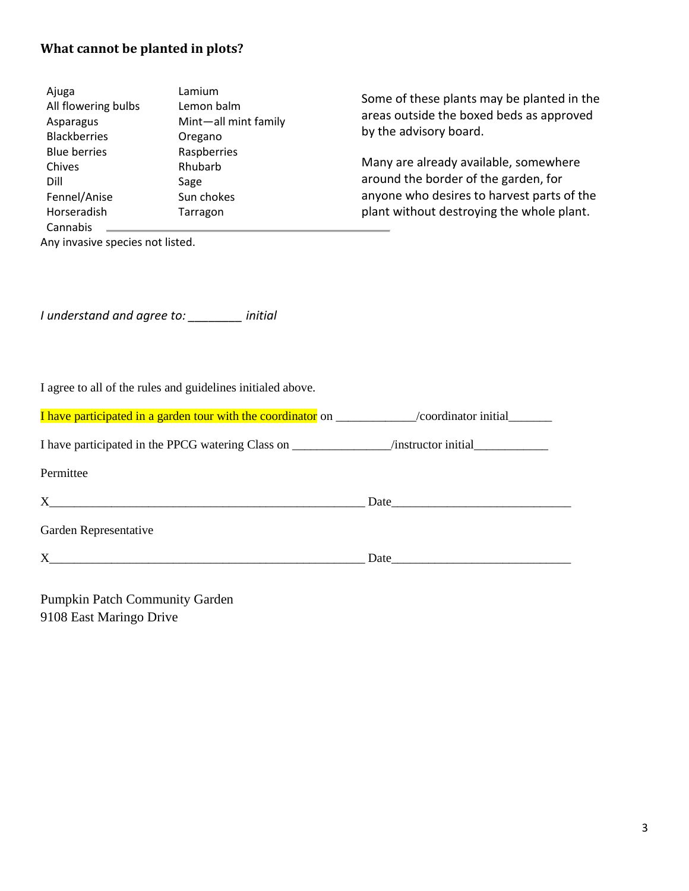### What cannot be planted in plots?

- Ajuga
- All flowering bulbs
- Asparagus
- Blackberries
- Blue berries
- Chives
- Dill
- Fennel/Anise
- Horseradish
- Cannabis
- Lamium
- Lemon balm
- Mint—all mint family
- Oregano
- Raspberries
- Rhubarb
- Sage
- Sun chokes
- Tarragon

Some of these plants may be planted in the areas outside the boxed beds as approved by the advisory board.

Many are already available, somewhere around the border of the garden, for anyone who desires to harvest parts of the plant without destroying the whole plant.

Any invasive species not listed.

*I understand and agree to: ________ initial*

I agree to all of the rules and guidelines initialed above.

I have participated in a garden tour with the coordinator on _____________/coordinator initial_______

I have participated in the PPCG watering Class on ________________/instructor initial____________

Permittee

X______________________________________________________ Date______________________________

Garden Representative

X______________________________________________________ Date______________________________

Pumpkin Patch Community Garden
9108 East Maringo Drive